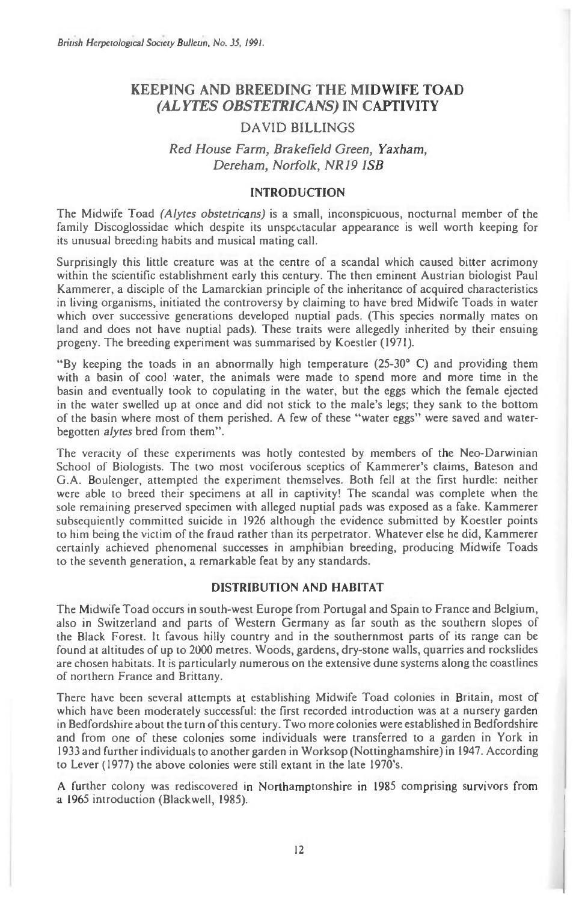# KEEPING AND BREEDING THE MIDWIFE TOAD *(ALYTES OBSTETRICANS)* IN CAPTIVITY

DAVID BILLINGS

*Red House Farm, Brakefield Green, Yaxham, Dereham, Norfolk, NR19 ISB*

## INTRODUCTION

The Midwife Toad *(Alytes obstetricans)* is a small, inconspicuous, nocturnal member of the family Discoglossidae which despite its unspectacular appearance is well worth keeping for its unusual breeding habits and musical mating call.

Surprisingly this little creature was at the centre of a scandal which caused bitter acrimony within the scientific establishment early this century. The then eminent Austrian biologist Paul Kammerer, a disciple of the Lamarckian principle of the inheritance of acquired characteristics in living organisms, initiated the controversy by claiming to have bred Midwife Toads in water which over successive generations developed nuptial pads. (This species normally mates on land and does not have nuptial pads). These traits were allegedly inherited by their ensuing progeny. The breeding experiment was summarised by Koestler (1971).

"By keeping the toads in an abnormally high temperature (25-30° C) and providing them with a basin of cool water, the animals were made to spend more and more time in the basin and eventually took to copulating in the water, but the eggs which the female ejected in the water swelled up at once and did not stick to the male's legs; they sank to the bottom of the basin where most of them perished. A few of these "water eggs" were saved and water-begotten *alytes* bred from them".

The veracity of these experiments was hotly contested by members of the Neo-Darwinian School of Biologists. The two most vociferous sceptics of Kammerer's claims, Bateson and G.A. Boulenger, attempted the experiment themselves. Both fell at the first hurdle: neither were able to breed their specimens at all in captivity! The scandal was complete when the sole remaining preserved specimen with alleged nuptial pads was exposed as a fake. Kammerer subsequently committed suicide in 1926 although the evidence submitted by Koestler points to him being the victim of the fraud rather than its perpetrator. Whatever else he did, Kammerer certainly achieved phenomenal successes in amphibian breeding, producing Midwife Toads to the seventh generation, a remarkable feat by any standards.

## DISTRIBUTION AND HABITAT

The Midwife Toad occurs in south-west Europe from Portugal and Spain to France and Belgium, also in Switzerland and parts of Western Germany as far south as the southern slopes of the Black Forest. It favous hilly country and in the southernmost parts of its range can be found at altitudes of up to 2000 metres. Woods, gardens, dry-stone walls, quarries and rockslides are chosen habitats. It is particularly numerous on the extensive dune systems along the coastlines of northern France and Brittany.

There have been several attempts at establishing Midwife Toad colonies in Britain, most of which have been moderately successful: the first recorded introduction was at a nursery garden in Bedfordshire about the turn of this century. Two more colonies were established in Bedfordshire and from one of these colonies some individuals were transferred to a garden in York in 1933 and further individuals to another garden in Worksop (Nottinghamshire) in 1947. According to Lever (1977) the above colonies were still extant in the late 1970's.

A further colony was rediscovered in Northamptonshire in 1985 comprising survivors from a 1965 introduction (Blackwell, 1985).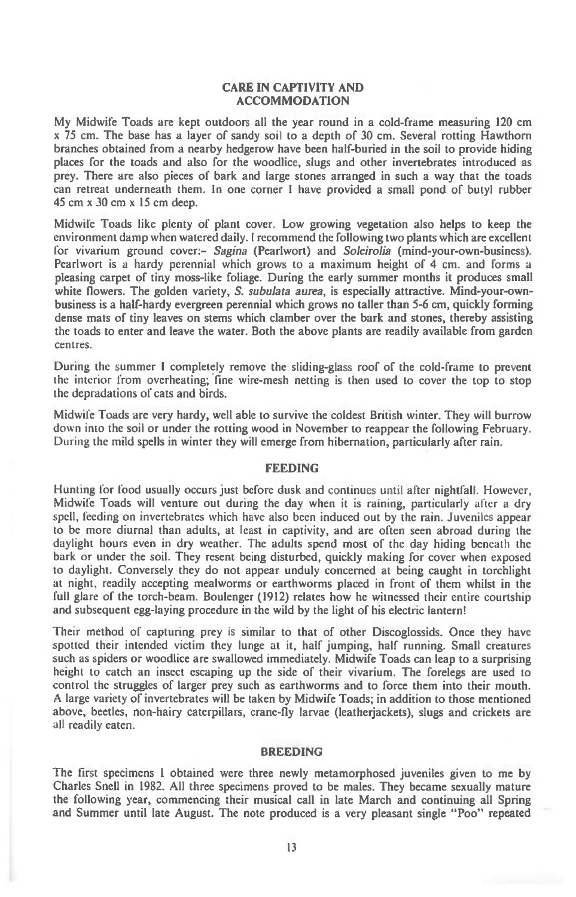## CARE IN CAPTIVITY AND ACCOMMODATION

My Midwife Toads are kept outdoors all the year round in a cold-frame measuring 120 cm x 75 cm. The base has a layer of sandy soil to a depth of 30 cm. Several rotting Hawthorn branches obtained from a nearby hedgerow have been half-buried in the soil to provide hiding places for the toads and also for the woodlice, slugs and other invertebrates introduced as prey. There are also pieces of bark and large stones arranged in such a way that the toads can retreat underneath them. In one corner I have provided a small pond of butyl rubber 45 cm x 30 cm x 15 cm deep.

Midwife Toads like plenty of plant cover. Low growing vegetation also helps to keep the environment damp when watered daily. I recommend the following two plants which are excellent for vivarium ground cover:- *Sagina* (Pearlwort) and *Soleirolia* (mind-your-own-business). Pearlwort is a hardy perennial which grows to a maximum height of 4 cm. and forms a pleasing carpet of tiny moss-like foliage. During the early summer months it produces small white flowers. The golden variety, *S. subulata aurea*, is especially attractive. Mind-your-own-business is a half-hardy evergreen perennial which grows no taller than 5-6 cm, quickly forming dense mats of tiny leaves on stems which clamber over the bark and stones, thereby assisting the toads to enter and leave the water. Both the above plants are readily available from garden centres.

During the summer I completely remove the sliding-glass roof of the cold-frame to prevent the interior from overheating; fine wire-mesh netting is then used to cover the top to stop the depradations of cats and birds.

Midwife Toads are very hardy, well able to survive the coldest British winter. They will burrow down into the soil or under the rotting wood in November to reappear the following February. During the mild spells in winter they will emerge from hibernation, particularly after rain.

## FEEDING

Hunting for food usually occurs just before dusk and continues until after nightfall. However, Midwife Toads will venture out during the day when it is raining, particularly after a dry spell, feeding on invertebrates which have also been induced out by the rain. Juveniles appear to be more diurnal than adults, at least in captivity, and are often seen abroad during the daylight hours even in dry weather. The adults spend most of the day hiding beneath the bark or under the soil. They resent being disturbed, quickly making for cover when exposed to daylight. Conversely they do not appear unduly concerned at being caught in torchlight at night, readily accepting mealworms or earthworms placed in front of them whilst in the full glare of the torch-beam. Boulenger (1912) relates how he witnessed their entire courtship and subsequent egg-laying procedure in the wild by the light of his electric lantern!

Their method of capturing prey is similar to that of other Discoglossids. Once they have spotted their intended victim they lunge at it, half jumping, half running. Small creatures such as spiders or woodlice are swallowed immediately. Midwife Toads can leap to a surprising height to catch an insect escaping up the side of their vivarium. The forelegs are used to control the struggles of larger prey such as earthworms and to force them into their mouth. A large variety of invertebrates will be taken by Midwife Toads; in addition to those mentioned above, beetles, non-hairy caterpillars, crane-fly larvae (leatherjackets), slugs and crickets are all readily eaten.

## BREEDING

The first specimens I obtained were three newly metamorphosed juveniles given to me by Charles Snell in 1982. All three specimens proved to be males. They became sexually mature the following year, commencing their musical call in late March and continuing all Spring and Summer until late August. The note produced is a very pleasant single "Poo" repeated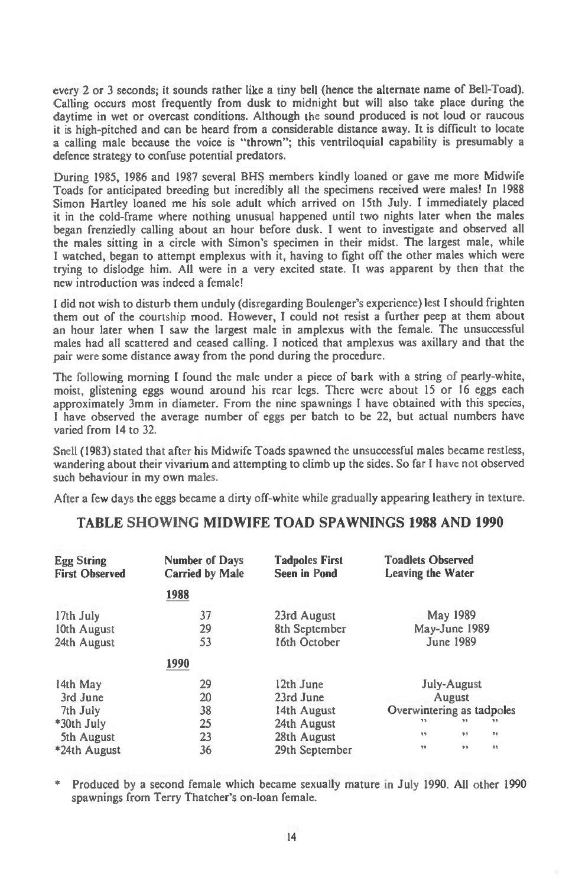every 2 or 3 seconds; it sounds rather like a tiny bell (hence the alternate name of Bell-Toad). Calling occurs most frequently from dusk to midnight but will also take place during the daytime in wet or overcast conditions. Although the sound produced is not loud or raucous it is high-pitched and can be heard from a considerable distance away. It is difficult to locate a calling male because the voice is "thrown"; this ventriloquial capability is presumably a defence strategy to confuse potential predators.

During 1985, 1986 and 1987 several BHS members kindly loaned or gave me more Midwife Toads for anticipated breeding but incredibly all the specimens received were males! In 1988 Simon Hartley loaned me his sole adult which arrived on 15th July. I immediately placed it in the cold-frame where nothing unusual happened until two nights later when the males began frenziedly calling about an hour before dusk. I went to investigate and observed all the males sitting in a circle with Simon's specimen in their midst. The largest male, while I watched, began to attempt emplexus with it, having to fight off the other males which were trying to dislodge him. All were in a very excited state. It was apparent by then that the new introduction was indeed a female!

I did not wish to disturb them unduly (disregarding Boulenger's experience) lest I should frighten them out of the courtship mood. However, I could not resist a further peep at them about an hour later when I saw the largest male in amplexus with the female. The unsuccessful males had all scattered and ceased calling. I noticed that amplexus was axillary and that the pair were some distance away from the pond during the procedure.

The following morning I found the male under a piece of bark with a string of pearly-white, moist, glistening eggs wound around his rear legs. There were about 15 or 16 eggs each approximately 3mm in diameter. From the nine spawnings I have obtained with this species, I have observed the average number of eggs per batch to be 22, but actual numbers have varied from 14 to 32.

Snell (1983) stated that after his Midwife Toads spawned the unsuccessful males became restless, wandering about their vivarium and attempting to climb up the sides. So far I have not observed such behaviour in my own males.

After a few days the eggs became a dirty off-white while gradually appearing leathery in texture.

## TABLE SHOWING MIDWIFE TOAD SPAWNINGS 1988 AND 1990

| Egg String First Observed | Number of Days Carried by Male | Tadpoles First Seen in Pond | Toadlets Observed Leaving the Water |
|---|---|---|---|
| | **1988** | | |
| 17th July | 37 | 23rd August | May 1989 |
| 10th August | 29 | 8th September | May-June 1989 |
| 24th August | 53 | 16th October | June 1989 |
| | **1990** | | |
| 14th May | 29 | 12th June | July-August |
| 3rd June | 20 | 23rd June | August |
| 7th July | 38 | 14th August | Overwintering as tadpoles |
| *30th July | 25 | 24th August | " " " |
| 5th August | 23 | 28th August | " " " |
| *24th August | 36 | 29th September | " " " |

\* Produced by a second female which became sexually mature in July 1990. All other 1990 spawnings from Terry Thatcher's on-loan female.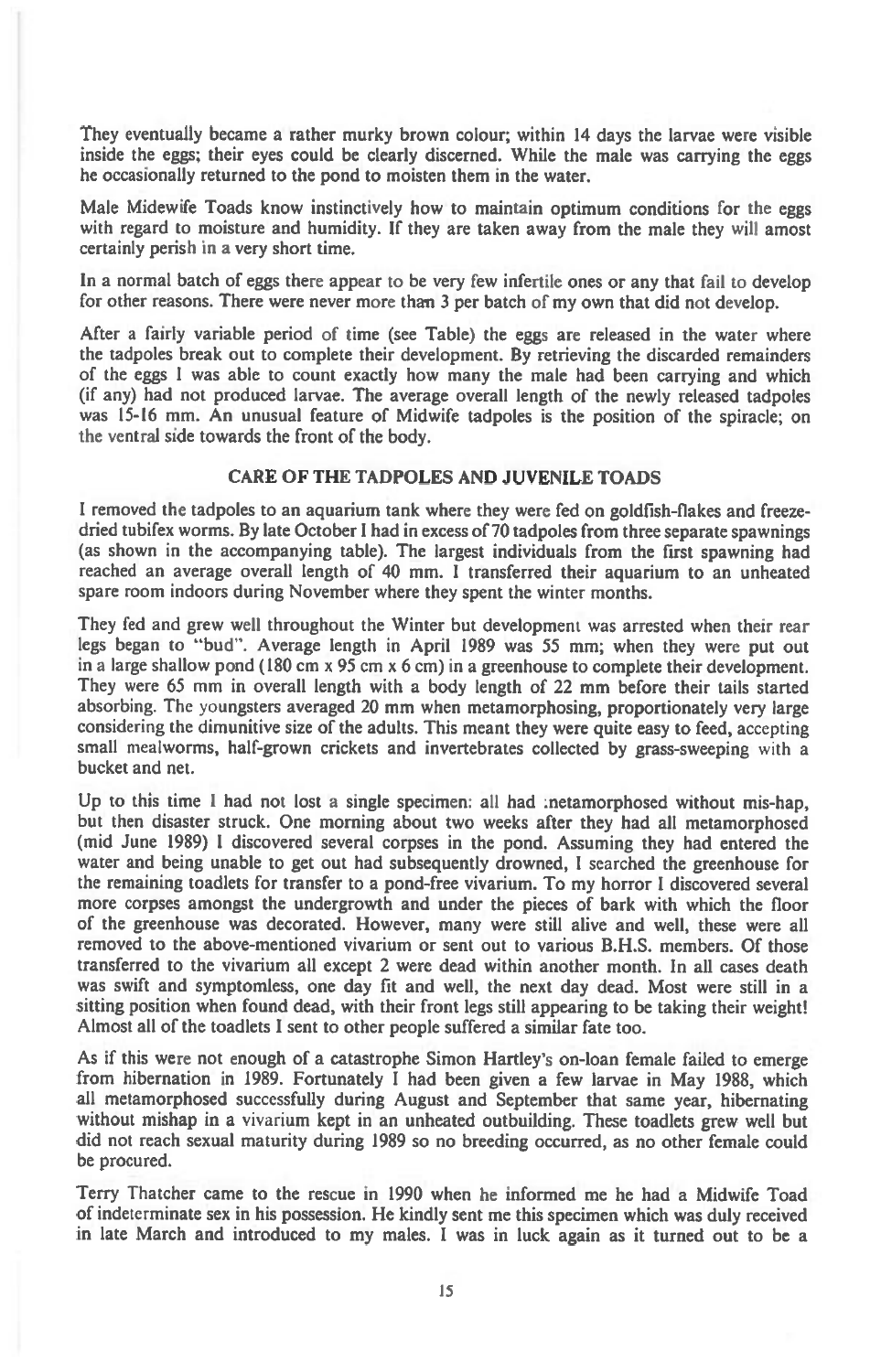They eventually became a rather murky brown colour; within 14 days the larvae were visible inside the eggs; their eyes could be clearly discerned. While the male was carrying the eggs he occasionally returned to the pond to moisten them in the water.

Male Midewife Toads know instinctively how to maintain optimum conditions for the eggs with regard to moisture and humidity. If they are taken away from the male they will amost certainly perish in a very short time.

In a normal batch of eggs there appear to be very few infertile ones or any that fail to develop for other reasons. There were never more than 3 per batch of my own that did not develop.

After a fairly variable period of time (see Table) the eggs are released in the water where the tadpoles break out to complete their development. By retrieving the discarded remainders of the eggs I was able to count exactly how many the male had been carrying and which (if any) had not produced larvae. The average overall length of the newly released tadpoles was 15-16 mm. An unusual feature of Midwife tadpoles is the position of the spiracle; on the ventral side towards the front of the body.

## CARE OF THE TADPOLES AND JUVENILE TOADS

I removed the tadpoles to an aquarium tank where they were fed on goldfish-flakes and freeze-dried tubifex worms. By late October I had in excess of 70 tadpoles from three separate spawnings (as shown in the accompanying table). The largest individuals from the first spawning had reached an average overall length of 40 mm. I transferred their aquarium to an unheated spare room indoors during November where they spent the winter months.

They fed and grew well throughout the Winter but development was arrested when their rear legs began to "bud". Average length in April 1989 was 55 mm; when they were put out in a large shallow pond (180 cm x 95 cm x 6 cm) in a greenhouse to complete their development. They were 65 mm in overall length with a body length of 22 mm before their tails started absorbing. The youngsters averaged 20 mm when metamorphosing, proportionately very large considering the dimunitive size of the adults. This meant they were quite easy to feed, accepting small mealworms, half-grown crickets and invertebrates collected by grass-sweeping with a bucket and net.

Up to this time I had not lost a single specimen: all had metamorphosed without mis-hap, but then disaster struck. One morning about two weeks after they had all metamorphosed (mid June 1989) I discovered several corpses in the pond. Assuming they had entered the water and being unable to get out had subsequently drowned, I searched the greenhouse for the remaining toadlets for transfer to a pond-free vivarium. To my horror I discovered several more corpses amongst the undergrowth and under the pieces of bark with which the floor of the greenhouse was decorated. However, many were still alive and well, these were all removed to the above-mentioned vivarium or sent out to various B.H.S. members. Of those transferred to the vivarium all except 2 were dead within another month. In all cases death was swift and symptomless, one day fit and well, the next day dead. Most were still in a sitting position when found dead, with their front legs still appearing to be taking their weight! Almost all of the toadlets I sent to other people suffered a similar fate too.

As if this were not enough of a catastrophe Simon Hartley's on-loan female failed to emerge from hibernation in 1989. Fortunately I had been given a few larvae in May 1988, which all metamorphosed successfully during August and September that same year, hibernating without mishap in a vivarium kept in an unheated outbuilding. These toadlets grew well but did not reach sexual maturity during 1989 so no breeding occurred, as no other female could be procured.

Terry Thatcher came to the rescue in 1990 when he informed me he had a Midwife Toad of indeterminate sex in his possession. He kindly sent me this specimen which was duly received in late March and introduced to my males. I was in luck again as it turned out to be a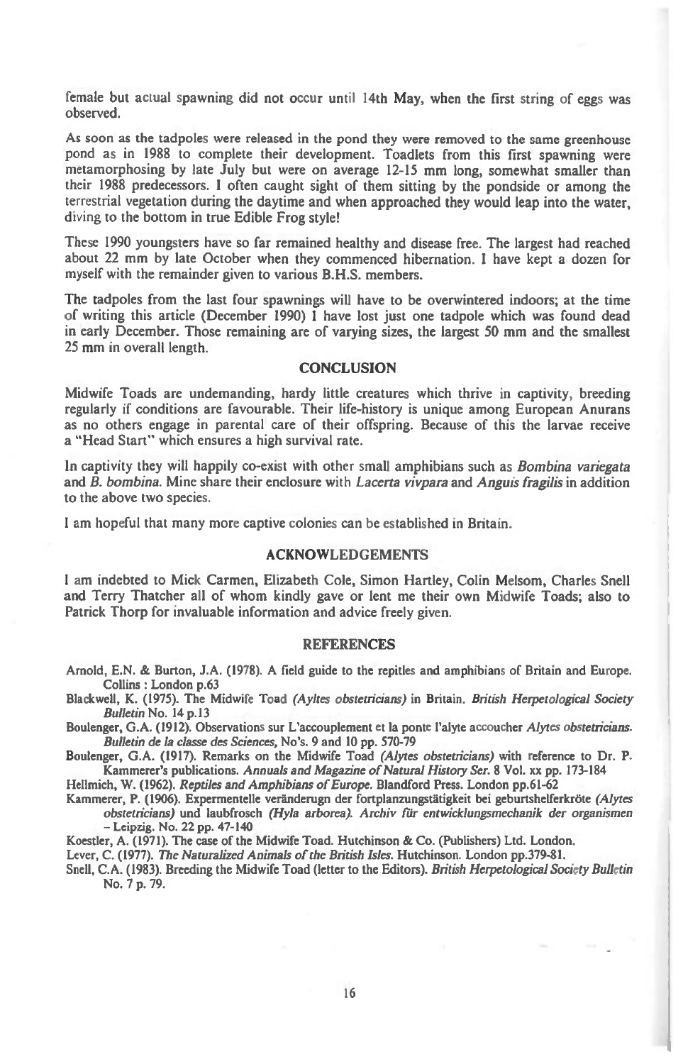female but actual spawning did not occur until 14th May, when the first string of eggs was observed.

As soon as the tadpoles were released in the pond they were removed to the same greenhouse pond as in 1988 to complete their development. Toadlets from this first spawning were metamorphosing by late July but were on average 12-15 mm long, somewhat smaller than their 1988 predecessors. I often caught sight of them sitting by the pondside or among the terrestrial vegetation during the daytime and when approached they would leap into the water, diving to the bottom in true Edible Frog style!

These 1990 youngsters have so far remained healthy and disease free. The largest had reached about 22 mm by late October when they commenced hibernation. I have kept a dozen for myself with the remainder given to various B.H.S. members.

The tadpoles from the last four spawnings will have to be overwintered indoors; at the time of writing this article (December 1990) I have lost just one tadpole which was found dead in early December. Those remaining are of varying sizes, the largest 50 mm and the smallest 25 mm in overall length.

## CONCLUSION

Midwife Toads are undemanding, hardy little creatures which thrive in captivity, breeding regularly if conditions are favourable. Their life-history is unique among European Anurans as no others engage in parental care of their offspring. Because of this the larvae receive a "Head Start" which ensures a high survival rate.

In captivity they will happily co-exist with other small amphibians such as *Bombina variegata* and *B. bombina*. Mine share their enclosure with *Lacerta vivpara* and *Anguis fragilis* in addition to the above two species.

I am hopeful that many more captive colonies can be established in Britain.

## ACKNOWLEDGEMENTS

I am indebted to Mick Carmen, Elizabeth Cole, Simon Hartley, Colin Melsom, Charles Snell and Terry Thatcher all of whom kindly gave or lent me their own Midwife Toads; also to Patrick Thorp for invaluable information and advice freely given.

## REFERENCES

Arnold, E.N. & Burton, J.A. (1978). A field guide to the repitles and amphibians of Britain and Europe. Collins : London p.63

Blackwell, K. (1975). The Midwife Toad *(Ayltes obstetricians)* in Britain. *British Herpetological Society Bulletin* No. 14 p.13

Boulenger, G.A. (1912). Observations sur L'accouplement et la ponte l'alyte accoucher *Alytes obstetricians. Bulletin de la classe des Sciences,* No's. 9 and 10 pp. 570-79

Boulenger, G.A. (1917). Remarks on the Midwife Toad *(Alytes obstetricians)* with reference to Dr. P. Kammerer's publications. *Annuals and Magazine of Natural History Ser.* 8 Vol. xx pp. 173-184

Hellmich, W. (1962). *Reptiles and Amphibians of Europe.* Blandford Press. London pp.61-62

Kammerer, P. (1906). Expermentelle veränderugn der fortplanzungstätigkeit bei geburtshelferkröte *(Alytes obstetricians)* und laubfrosch *(Hyla arborea). Archiv für entwicklungsmechanik der organismen* – Leipzig. No. 22 pp. 47-140

Koestler, A. (1971). The case of the Midwife Toad. Hutchinson & Co. (Publishers) Ltd. London.

Lever, C. (1977). *The Naturalized Animals of the British Isles.* Hutchinson. London pp.379-81.

Snell, C.A. (1983). Breeding the Midwife Toad (letter to the Editors). *British Herpetological Society Bulletin* No. 7 p. 79.